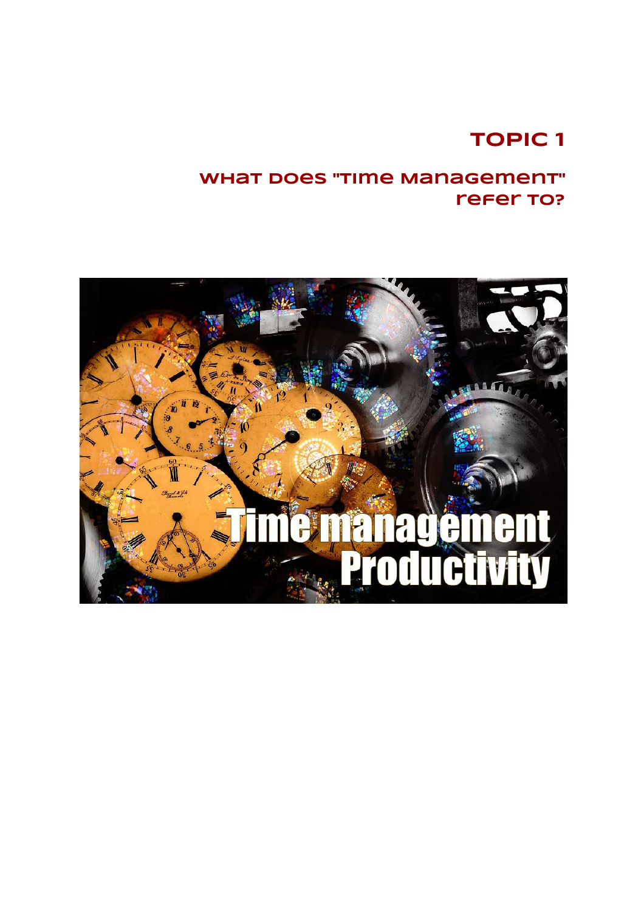# TOPIC 1

## WHAT DOES "TIME MANAGEMENT" REFER TO?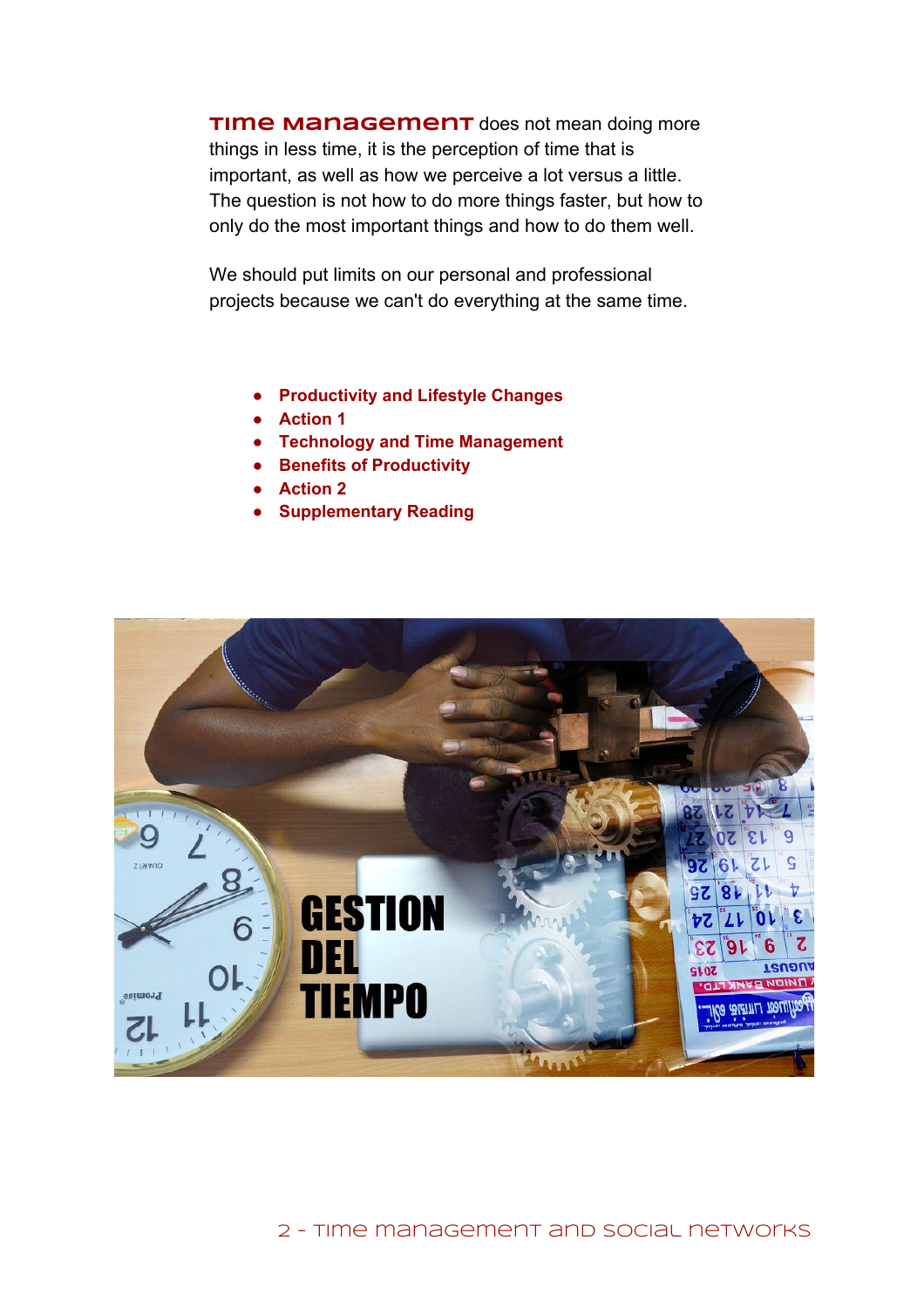**Time Management** does not mean doing more things in less time, it is the perception of time that is important, as well as how we perceive a lot versus a little. The question is not how to do more things faster, but how to only do the most important things and how to do them well.

We should put limits on our personal and professional projects because we can't do everything at the same time.

- **Productivity and Lifestyle Changes**
- **Action 1**
- **Technology and Time Management**
- **Benefits of Productivity**
- **Action 2**
- **Supplementary Reading**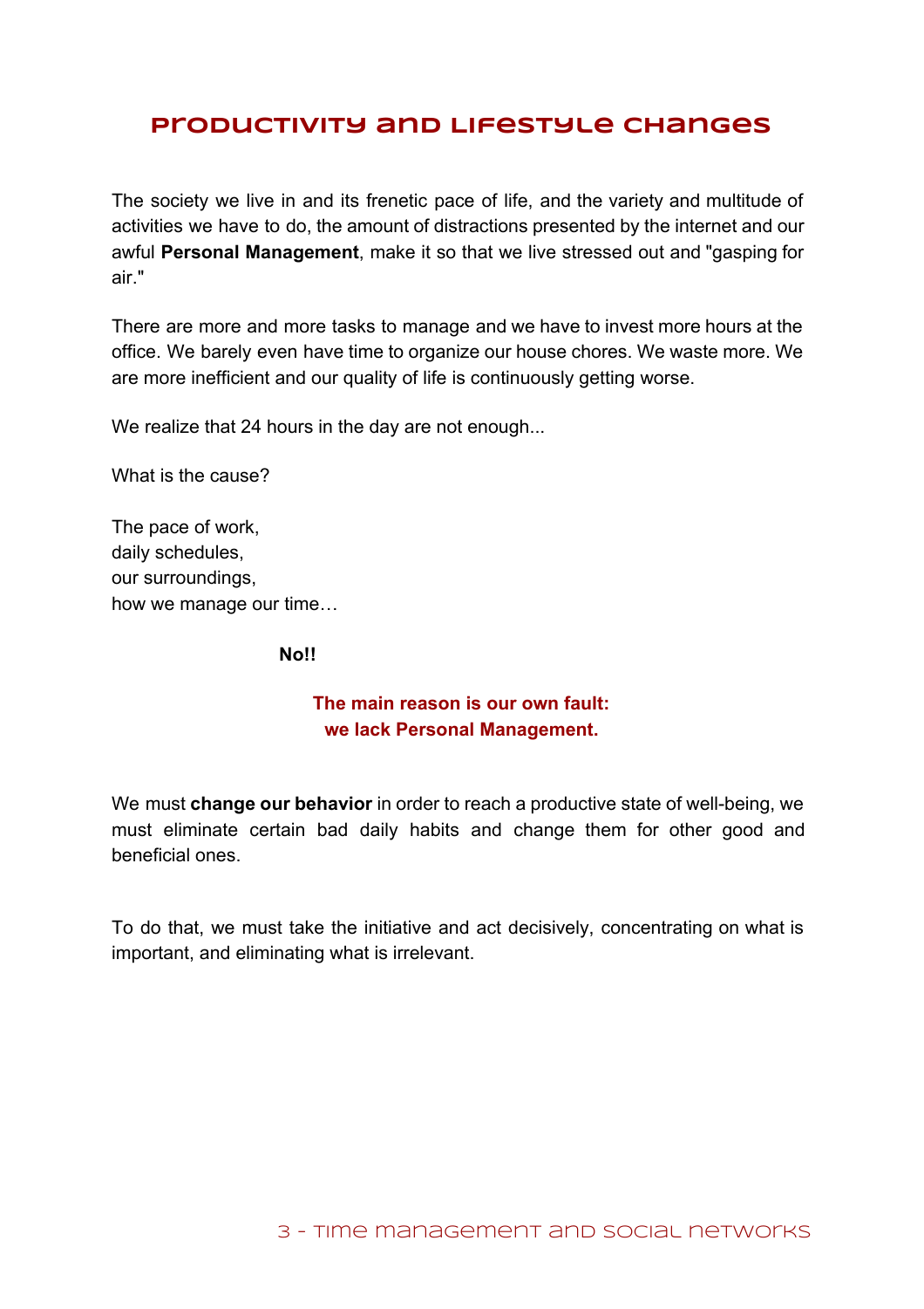# Productivity and Lifestyle Changes

The society we live in and its frenetic pace of life, and the variety and multitude of activities we have to do, the amount of distractions presented by the internet and our awful **Personal Management**, make it so that we live stressed out and "gasping for air."

There are more and more tasks to manage and we have to invest more hours at the office. We barely even have time to organize our house chores. We waste more. We are more inefficient and our quality of life is continuously getting worse.

We realize that 24 hours in the day are not enough...

What is the cause?

The pace of work,
daily schedules,
our surroundings,
how we manage our time…

**No!!**

**The main reason is our own fault:
we lack Personal Management.**

We must **change our behavior** in order to reach a productive state of well-being, we must eliminate certain bad daily habits and change them for other good and beneficial ones.

To do that, we must take the initiative and act decisively, concentrating on what is important, and eliminating what is irrelevant.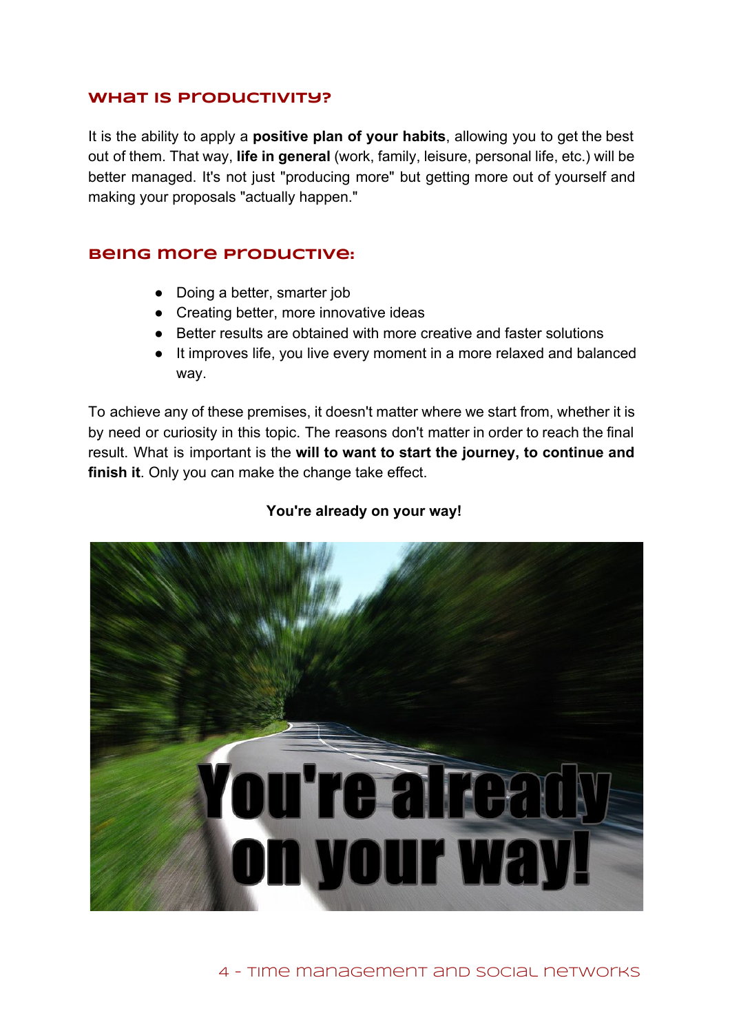## What is productivity?

It is the ability to apply a **positive plan of your habits**, allowing you to get the best out of them. That way, **life in general** (work, family, leisure, personal life, etc.) will be better managed. It's not just "producing more" but getting more out of yourself and making your proposals "actually happen."

## Being more productive:

- Doing a better, smarter job
- Creating better, more innovative ideas
- Better results are obtained with more creative and faster solutions
- It improves life, you live every moment in a more relaxed and balanced way.

To achieve any of these premises, it doesn't matter where we start from, whether it is by need or curiosity in this topic. The reasons don't matter in order to reach the final result. What is important is the **will to want to start the journey, to continue and finish it**. Only you can make the change take effect.

**You're already on your way!**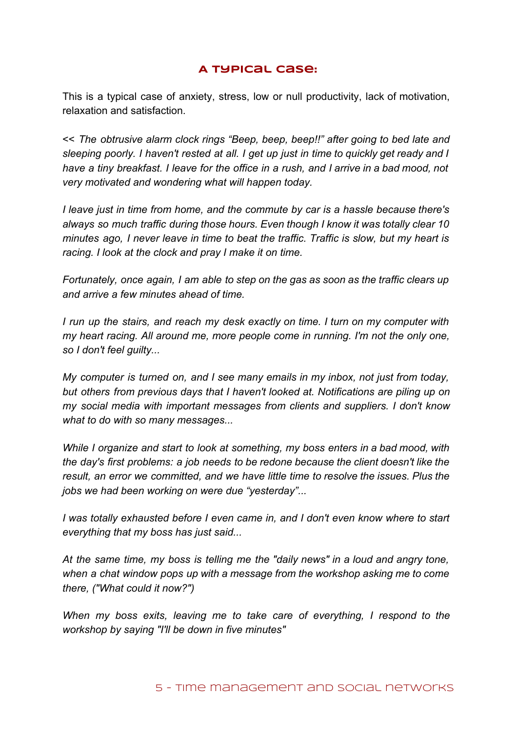## A typical case:

This is a typical case of anxiety, stress, low or null productivity, lack of motivation, relaxation and satisfaction.

*<< The obtrusive alarm clock rings "Beep, beep, beep!!" after going to bed late and sleeping poorly. I haven't rested at all. I get up just in time to quickly get ready and I have a tiny breakfast. I leave for the office in a rush, and I arrive in a bad mood, not very motivated and wondering what will happen today.*

*I leave just in time from home, and the commute by car is a hassle because there's always so much traffic during those hours. Even though I know it was totally clear 10 minutes ago, I never leave in time to beat the traffic. Traffic is slow, but my heart is racing. I look at the clock and pray I make it on time.*

*Fortunately, once again, I am able to step on the gas as soon as the traffic clears up and arrive a few minutes ahead of time.*

*I run up the stairs, and reach my desk exactly on time. I turn on my computer with my heart racing. All around me, more people come in running. I'm not the only one, so I don't feel guilty...*

*My computer is turned on, and I see many emails in my inbox, not just from today, but others from previous days that I haven't looked at. Notifications are piling up on my social media with important messages from clients and suppliers. I don't know what to do with so many messages...*

*While I organize and start to look at something, my boss enters in a bad mood, with the day's first problems: a job needs to be redone because the client doesn't like the result, an error we committed, and we have little time to resolve the issues. Plus the jobs we had been working on were due "yesterday"...*

*I was totally exhausted before I even came in, and I don't even know where to start everything that my boss has just said...*

*At the same time, my boss is telling me the "daily news" in a loud and angry tone, when a chat window pops up with a message from the workshop asking me to come there, ("What could it now?")*

*When my boss exits, leaving me to take care of everything, I respond to the workshop by saying "I'll be down in five minutes"*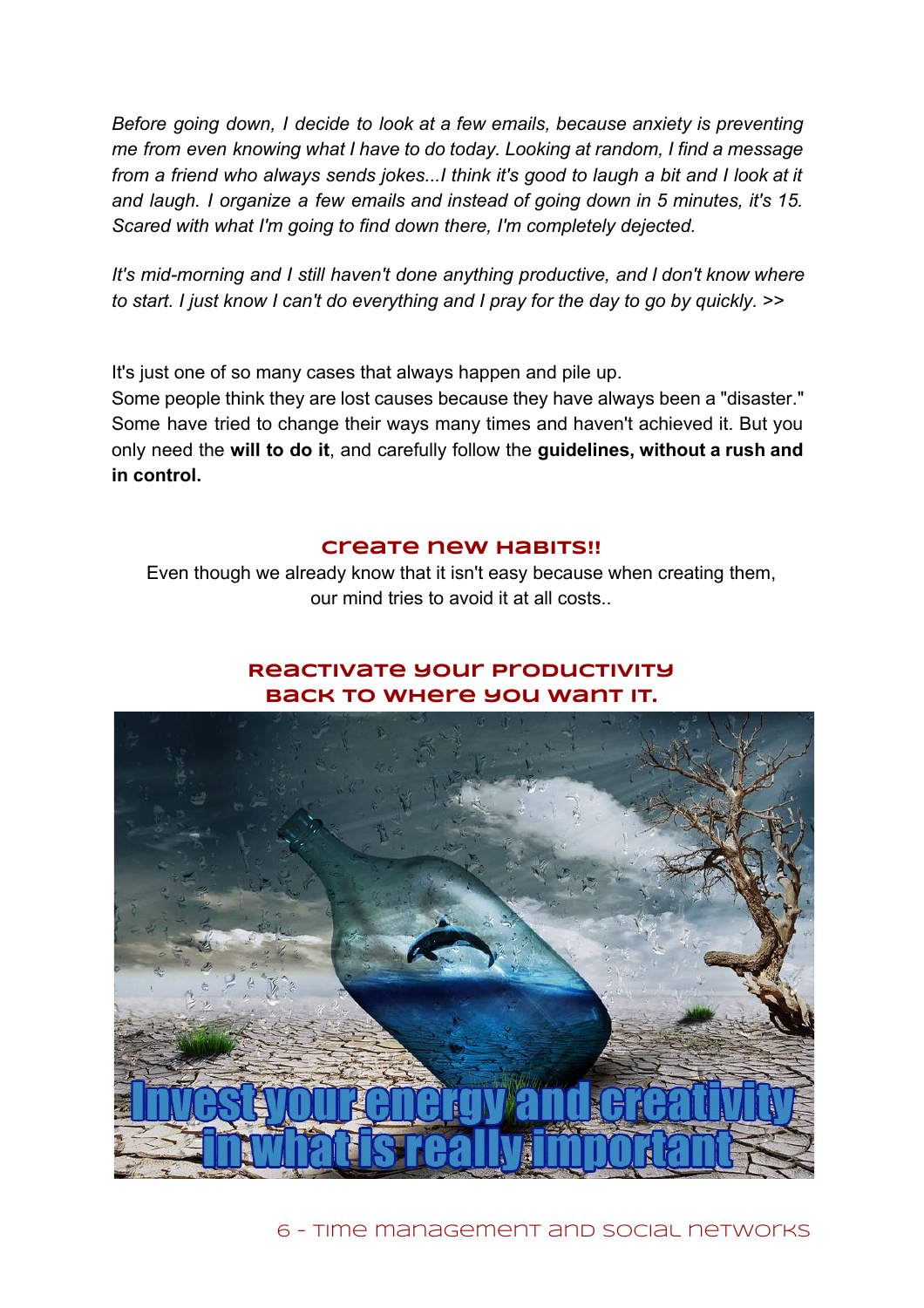*Before going down, I decide to look at a few emails, because anxiety is preventing me from even knowing what I have to do today. Looking at random, I find a message from a friend who always sends jokes...I think it's good to laugh a bit and I look at it and laugh. I organize a few emails and instead of going down in 5 minutes, it's 15. Scared with what I'm going to find down there, I'm completely dejected.*

*It's mid-morning and I still haven't done anything productive, and I don't know where to start. I just know I can't do everything and I pray for the day to go by quickly. >>*

It's just one of so many cases that always happen and pile up.
Some people think they are lost causes because they have always been a "disaster." Some have tried to change their ways many times and haven't achieved it. But you only need the **will to do it**, and carefully follow the **guidelines, without a rush and in control.**

## CREATE NEW HABITS!!

Even though we already know that it isn't easy because when creating them, our mind tries to avoid it at all costs..

## REACTIVATE YOUR PRODUCTIVITY BACK TO WHERE YOU WANT IT.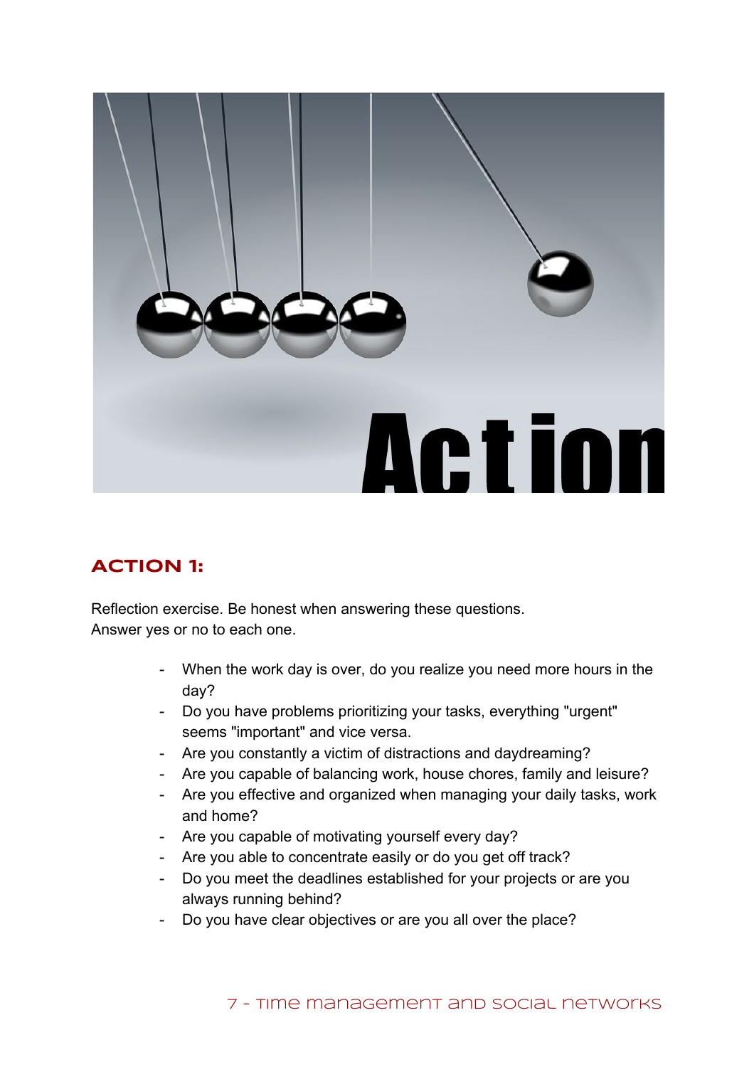## ACTION 1:

Reflection exercise. Be honest when answering these questions.
Answer yes or no to each one.

- When the work day is over, do you realize you need more hours in the day?
- Do you have problems prioritizing your tasks, everything "urgent" seems "important" and vice versa.
- Are you constantly a victim of distractions and daydreaming?
- Are you capable of balancing work, house chores, family and leisure?
- Are you effective and organized when managing your daily tasks, work and home?
- Are you capable of motivating yourself every day?
- Are you able to concentrate easily or do you get off track?
- Do you meet the deadlines established for your projects or are you always running behind?
- Do you have clear objectives or are you all over the place?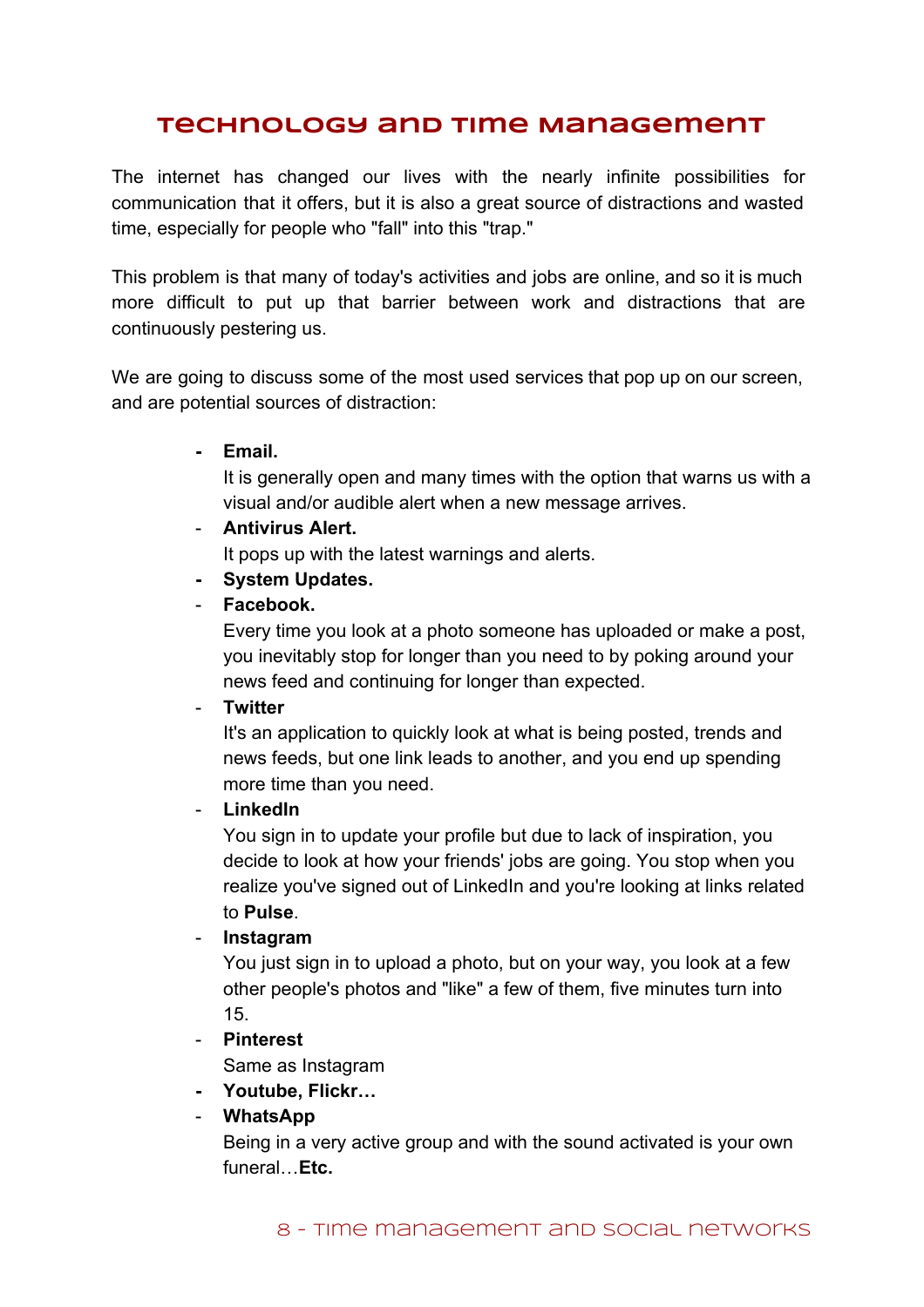# Technology and Time Management

The internet has changed our lives with the nearly infinite possibilities for communication that it offers, but it is also a great source of distractions and wasted time, especially for people who "fall" into this "trap."

This problem is that many of today's activities and jobs are online, and so it is much more difficult to put up that barrier between work and distractions that are continuously pestering us.

We are going to discuss some of the most used services that pop up on our screen, and are potential sources of distraction:

- **Email.**
  It is generally open and many times with the option that warns us with a visual and/or audible alert when a new message arrives.
- **Antivirus Alert.**
  It pops up with the latest warnings and alerts.
- **System Updates.**
- **Facebook.**
  Every time you look at a photo someone has uploaded or make a post, you inevitably stop for longer than you need to by poking around your news feed and continuing for longer than expected.
- **Twitter**
  It's an application to quickly look at what is being posted, trends and news feeds, but one link leads to another, and you end up spending more time than you need.
- **LinkedIn**
  You sign in to update your profile but due to lack of inspiration, you decide to look at how your friends' jobs are going. You stop when you realize you've signed out of LinkedIn and you're looking at links related to **Pulse**.
- **Instagram**
  You just sign in to upload a photo, but on your way, you look at a few other people's photos and "like" a few of them, five minutes turn into 15.
- **Pinterest**
  Same as Instagram
- **Youtube, Flickr…**
- **WhatsApp**
  Being in a very active group and with the sound activated is your own funeral…**Etc.**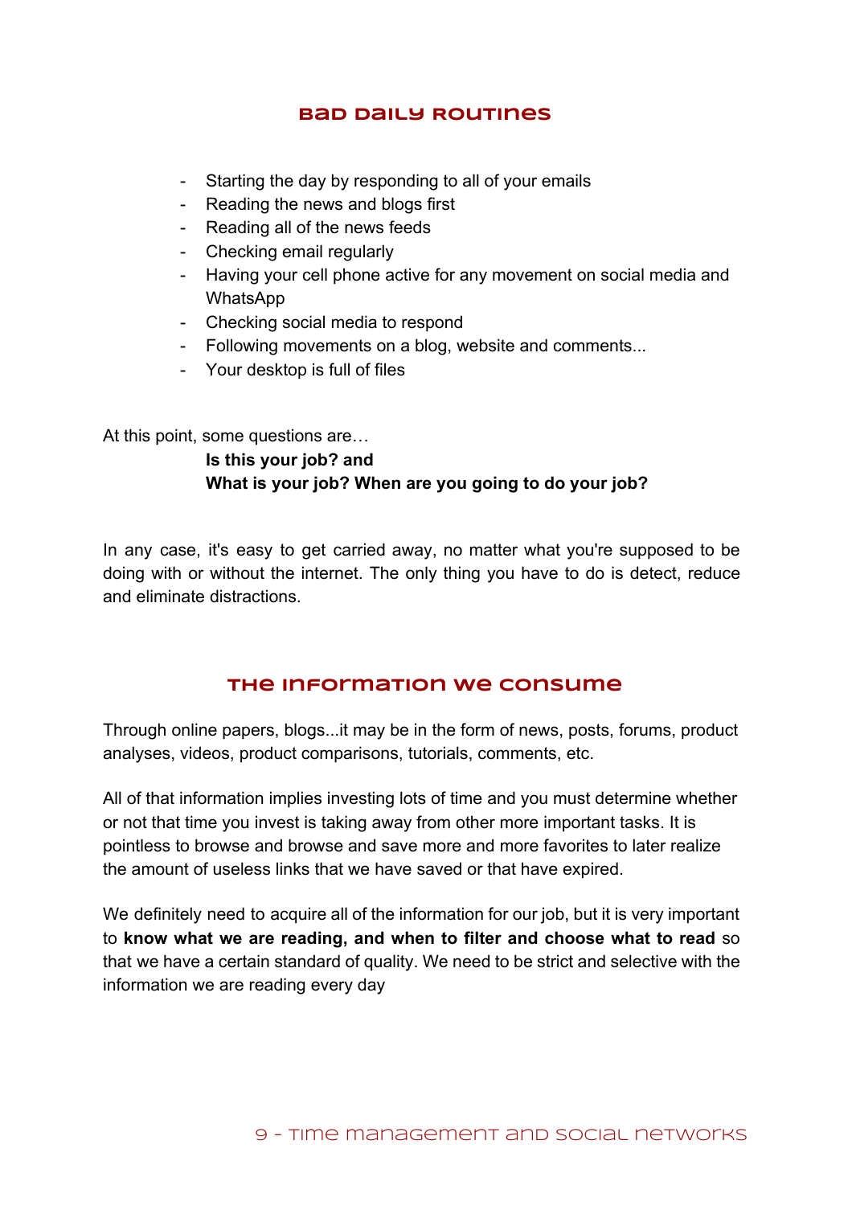## Bad Daily Routines

- Starting the day by responding to all of your emails
- Reading the news and blogs first
- Reading all of the news feeds
- Checking email regularly
- Having your cell phone active for any movement on social media and WhatsApp
- Checking social media to respond
- Following movements on a blog, website and comments...
- Your desktop is full of files

At this point, some questions are…

**Is this your job? and**
**What is your job? When are you going to do your job?**

In any case, it's easy to get carried away, no matter what you're supposed to be doing with or without the internet. The only thing you have to do is detect, reduce and eliminate distractions.

## The Information We Consume

Through online papers, blogs...it may be in the form of news, posts, forums, product analyses, videos, product comparisons, tutorials, comments, etc.

All of that information implies investing lots of time and you must determine whether or not that time you invest is taking away from other more important tasks. It is pointless to browse and browse and save more and more favorites to later realize the amount of useless links that we have saved or that have expired.

We definitely need to acquire all of the information for our job, but it is very important to **know what we are reading, and when to filter and choose what to read** so that we have a certain standard of quality. We need to be strict and selective with the information we are reading every day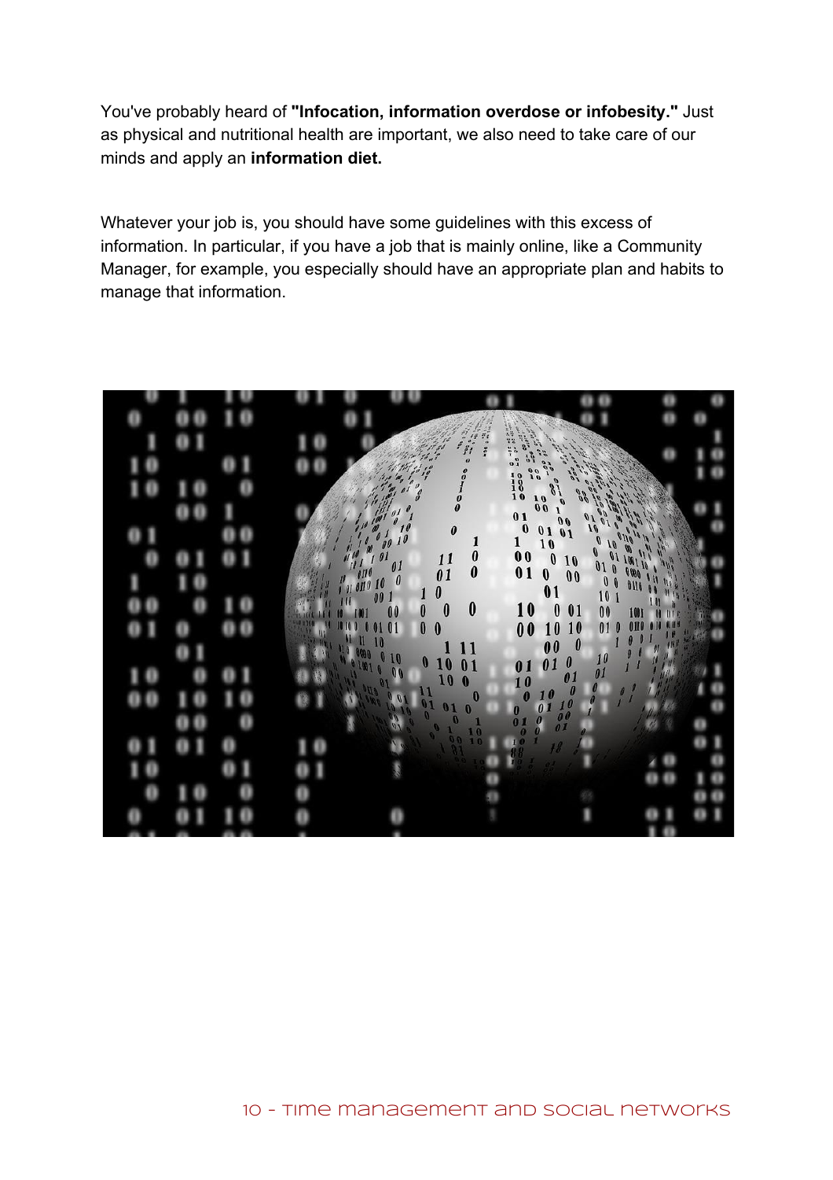You've probably heard of **"Infocation, information overdose or infobesity."** Just as physical and nutritional health are important, we also need to take care of our minds and apply an **information diet.**

Whatever your job is, you should have some guidelines with this excess of information. In particular, if you have a job that is mainly online, like a Community Manager, for example, you especially should have an appropriate plan and habits to manage that information.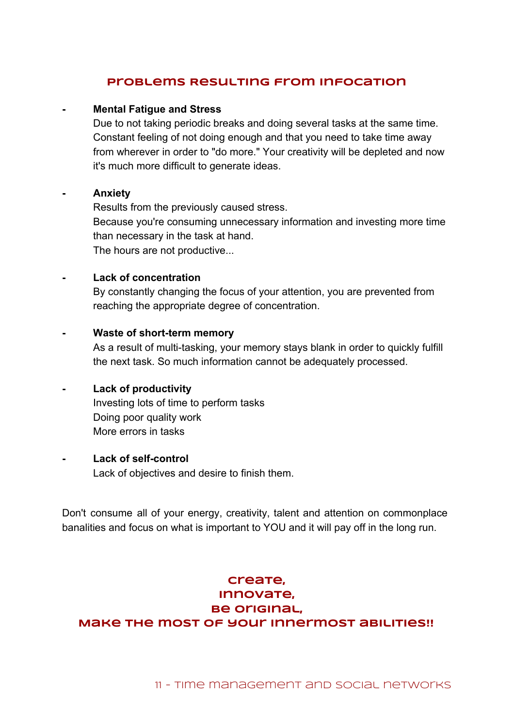## Problems resulting from infocation

- **Mental Fatigue and Stress**
  Due to not taking periodic breaks and doing several tasks at the same time. Constant feeling of not doing enough and that you need to take time away from wherever in order to "do more." Your creativity will be depleted and now it's much more difficult to generate ideas.

- **Anxiety**
  Results from the previously caused stress.
  Because you're consuming unnecessary information and investing more time than necessary in the task at hand.
  The hours are not productive...

- **Lack of concentration**
  By constantly changing the focus of your attention, you are prevented from reaching the appropriate degree of concentration.

- **Waste of short-term memory**
  As a result of multi-tasking, your memory stays blank in order to quickly fulfill the next task. So much information cannot be adequately processed.

- **Lack of productivity**
  Investing lots of time to perform tasks
  Doing poor quality work
  More errors in tasks

- **Lack of self-control**
  Lack of objectives and desire to finish them.

Don't consume all of your energy, creativity, talent and attention on commonplace banalities and focus on what is important to YOU and it will pay off in the long run.

**Create,**
**Innovate,**
**Be original,**
**Make the most of your innermost abilities!!**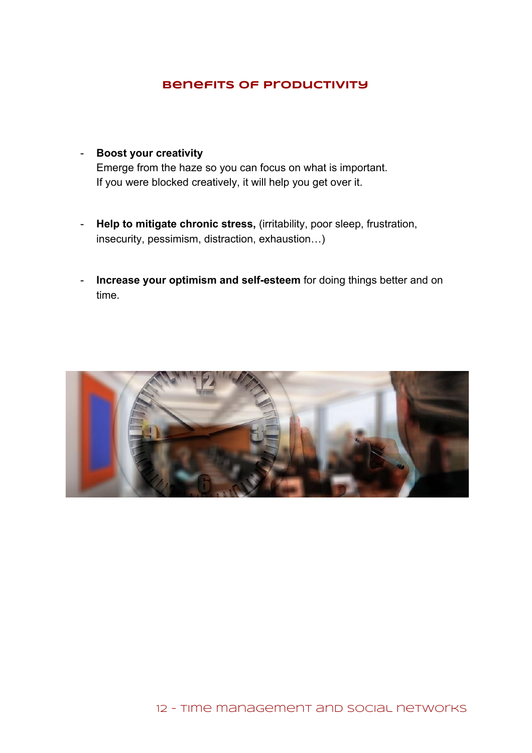## Benefits of productivity

- **Boost your creativity**
  Emerge from the haze so you can focus on what is important.
  If you were blocked creatively, it will help you get over it.

- **Help to mitigate chronic stress,** (irritability, poor sleep, frustration, insecurity, pessimism, distraction, exhaustion…)

- **Increase your optimism and self-esteem** for doing things better and on time.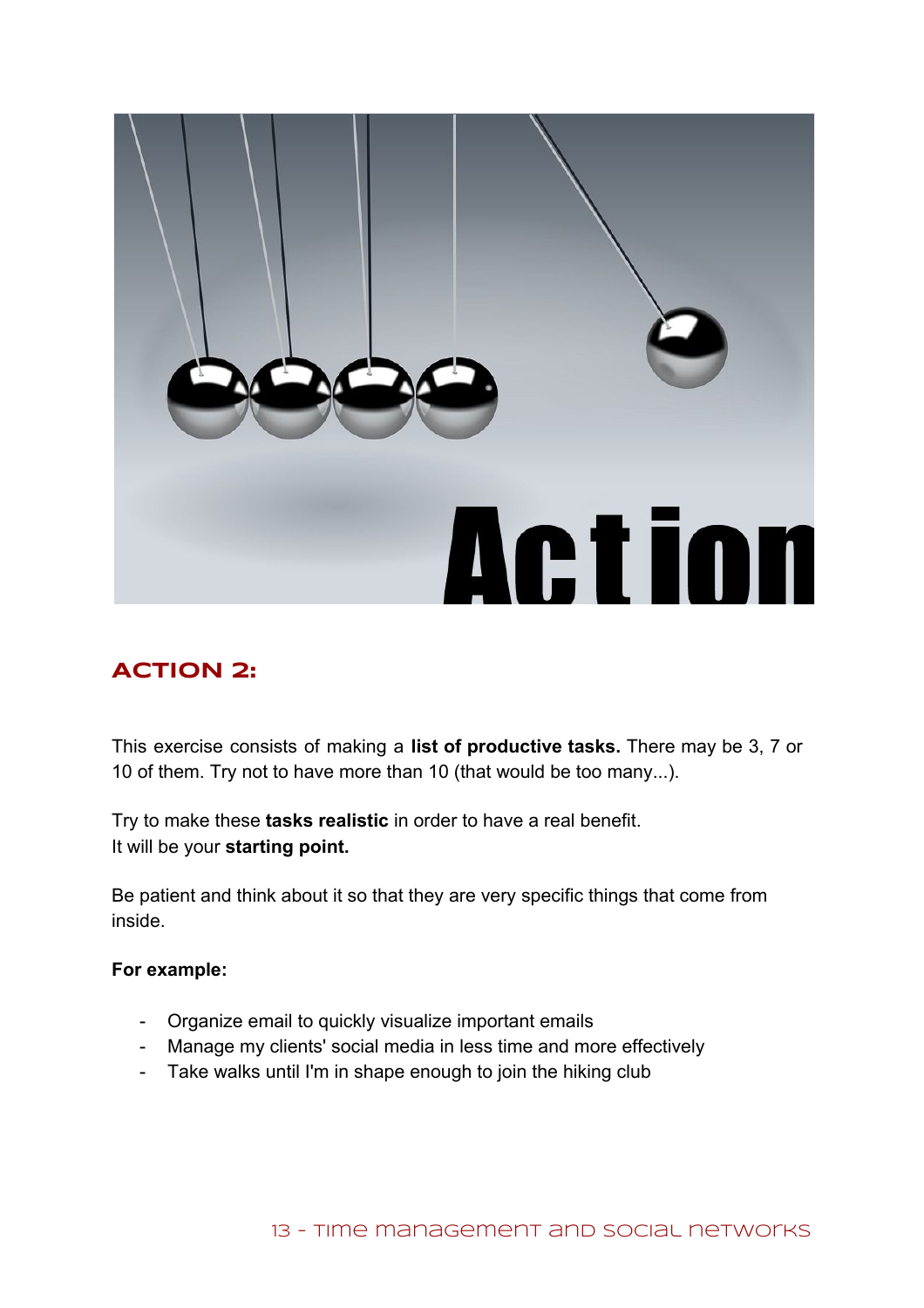## ACTION 2:

This exercise consists of making a **list of productive tasks.** There may be 3, 7 or 10 of them. Try not to have more than 10 (that would be too many...).

Try to make these **tasks realistic** in order to have a real benefit.
It will be your **starting point.**

Be patient and think about it so that they are very specific things that come from inside.

**For example:**

- Organize email to quickly visualize important emails
- Manage my clients' social media in less time and more effectively
- Take walks until I'm in shape enough to join the hiking club